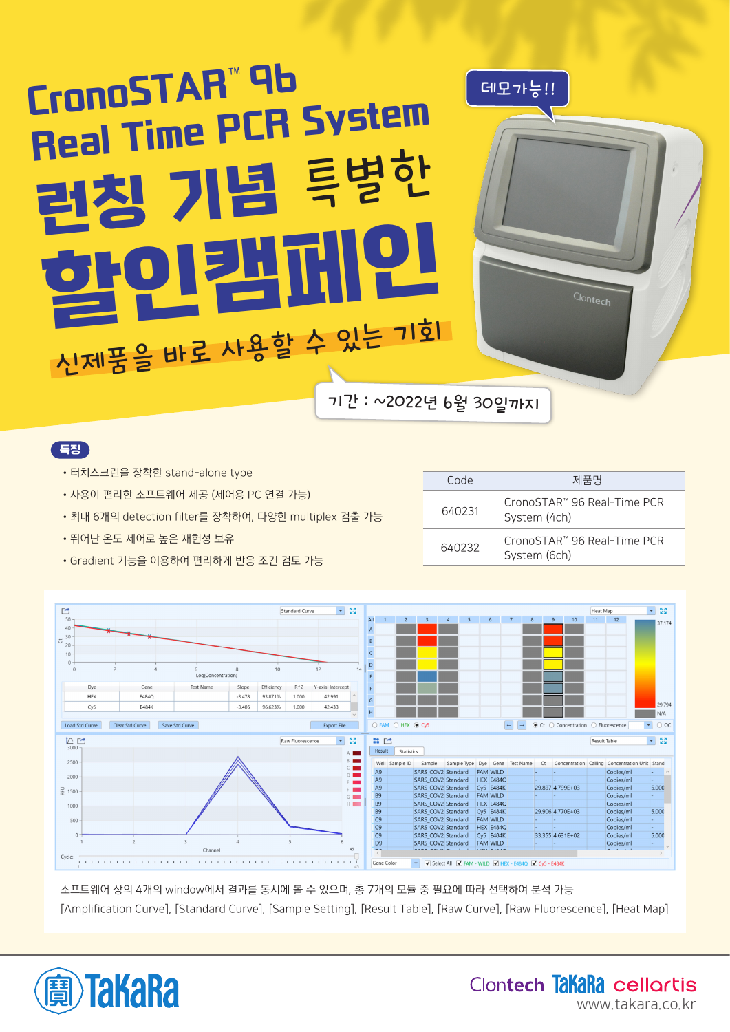# CronoSTAR™ 96 Real Time PCR System

# 런칭 기념 특별한 할인캠페인

데모가능!!

신제품을 바로 사용할 수 있는 기회

기간 : ~2022년 6월 30일까지

## 특징

- 터치스크린을 장착한 stand-alone type
- 사용이 편리한 소프트웨어 제공 (제어용 PC 연결 가능)
- 최대 6개의 detection filter를 장착하여, 다양한 multiplex 검출 가능
- 뛰어난 온도 제어로 높은 재현성 보유
- Gradient 기능을 이용하여 편리하게 반응 조건 검토 가능

| Code | 제품명 |
|---|---|
| 640231 | CronoSTAR™ 96 Real-Time PCR System (4ch) |
| 640232 | CronoSTAR™ 96 Real-Time PCR System (6ch) |

소프트웨어 상의 4개의 window에서 결과를 동시에 볼 수 있으며, 총 7개의 모듈 중 필요에 따라 선택하여 분석 가능

[Amplification Curve], [Standard Curve], [Sample Setting], [Result Table], [Raw Curve], [Raw Fluorescence], [Heat Map]

TaKaRa

Clontech TaKaRa cellartis

www.takara.co.kr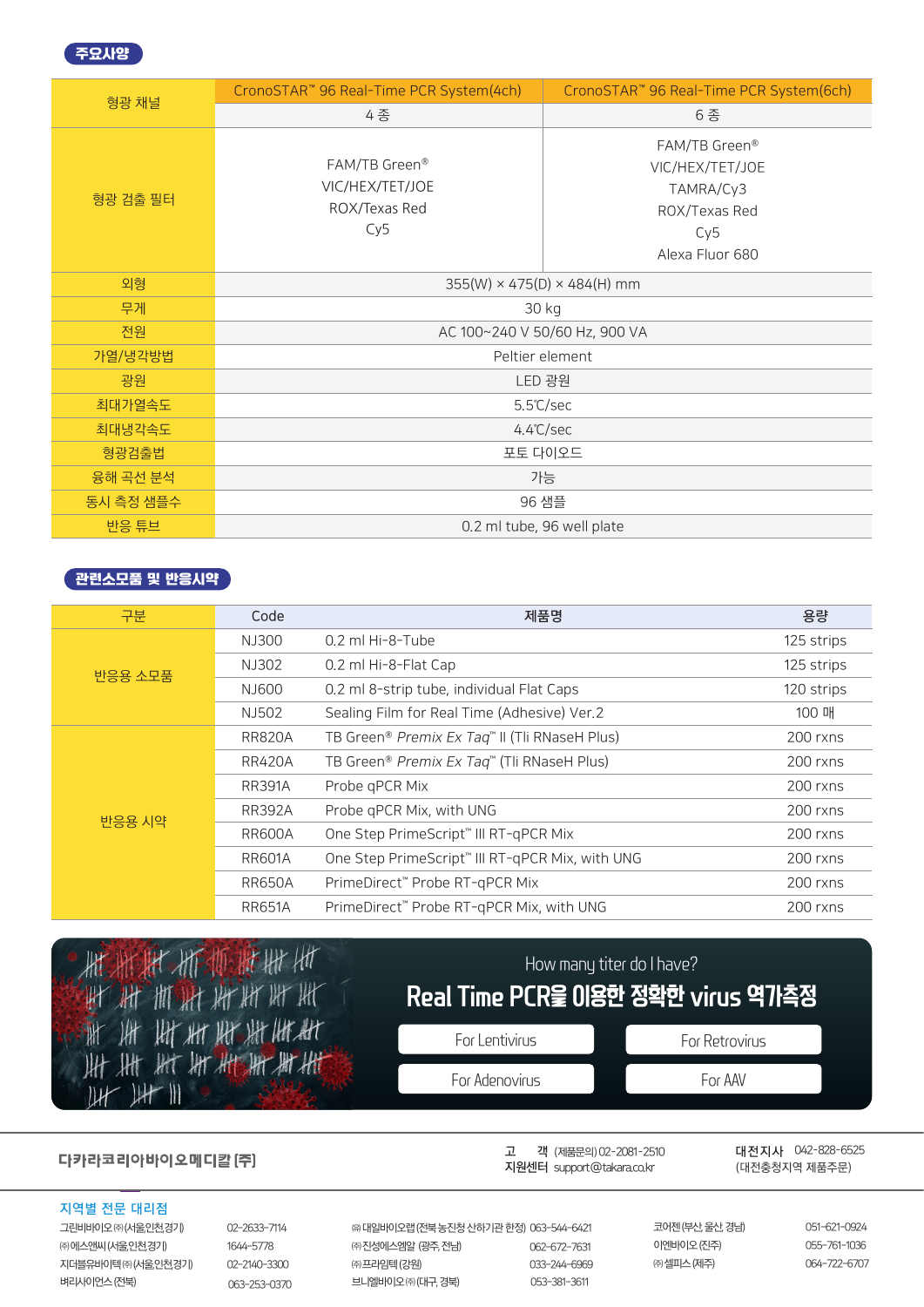## 주요사양

| 형광 채널 | CronoSTAR™ 96 Real-Time PCR System(4ch) | CronoSTAR™ 96 Real-Time PCR System(6ch) |
|---|---|---|
| | 4 종 | 6 종 |
| 형광 검출 필터 | FAM/TB Green®<br>VIC/HEX/TET/JOE<br>ROX/Texas Red<br>Cy5 | FAM/TB Green®<br>VIC/HEX/TET/JOE<br>TAMRA/Cy3<br>ROX/Texas Red<br>Cy5<br>Alexa Fluor 680 |
| 외형 | 355(W) × 475(D) × 484(H) mm | |
| 무게 | 30 kg | |
| 전원 | AC 100~240 V 50/60 Hz, 900 VA | |
| 가열/냉각방법 | Peltier element | |
| 광원 | LED 광원 | |
| 최대가열속도 | 5.5℃/sec | |
| 최대냉각속도 | 4.4℃/sec | |
| 형광검출법 | 포토 다이오드 | |
| 융해 곡선 분석 | 가능 | |
| 동시 측정 샘플수 | 96 샘플 | |
| 반응 튜브 | 0.2 ml tube, 96 well plate | |

## 관련소모품 및 반응시약

| 구분 | Code | 제품명 | 용량 |
|---|---|---|---|
| 반응용 소모품 | NJ300 | 0.2 ml Hi-8-Tube | 125 strips |
| | NJ302 | 0.2 ml Hi-8-Flat Cap | 125 strips |
| | NJ600 | 0.2 ml 8-strip tube, individual Flat Caps | 120 strips |
| | NJ502 | Sealing Film for Real Time (Adhesive) Ver.2 | 100 매 |
| 반응용 시약 | RR820A | TB Green® *Premix Ex Taq*™ II (Tli RNaseH Plus) | 200 rxns |
| | RR420A | TB Green® *Premix Ex Taq*™ (Tli RNaseH Plus) | 200 rxns |
| | RR391A | Probe qPCR Mix | 200 rxns |
| | RR392A | Probe qPCR Mix, with UNG | 200 rxns |
| | RR600A | One Step PrimeScript™ III RT-qPCR Mix | 200 rxns |
| | RR601A | One Step PrimeScript™ III RT-qPCR Mix, with UNG | 200 rxns |
| | RR650A | PrimeDirect™ Probe RT-qPCR Mix | 200 rxns |
| | RR651A | PrimeDirect™ Probe RT-qPCR Mix, with UNG | 200 rxns |

How many titer do I have?

**Real Time PCR을 이용한 정확한 virus 역가측정**

For Lentivirus | For Retrovirus | For Adenovirus | For AAV

**다카라코리아바이오메디칼 [주]**

고객지원센터 (제품문의) 02-2081-2510 support@takara.co.kr

대전지사 042-828-6525 (대전충청지역 제품주문)

### 지역별 전문 대리점

| | | | | | |
|---|---|---|---|---|---|
| 그린비바이오㈜(서울인천경기) | 02-2633-7114 | ㈜대일바이오랩(전북 농진청 산하기관 한정) | 063-544-6421 | 코어젠(부산, 울산, 경남) | 051-621-0924 |
| ㈜에스앤씨(서울인천경기) | 1644-5778 | ㈜진성에스엠알(광주, 전남) | 062-672-7631 | 이엔바이오(진주) | 055-761-1036 |
| 지더블유바이텍㈜(서울인천경기) | 02-2140-3300 | ㈜프라임텍(강원) | 033-244-6969 | ㈜셀피스(제주) | 064-722-6707 |
| 벼리사이언스(전북) | 063-253-0370 | 브니엘바이오㈜(대구, 경북) | 053-381-3611 | | |